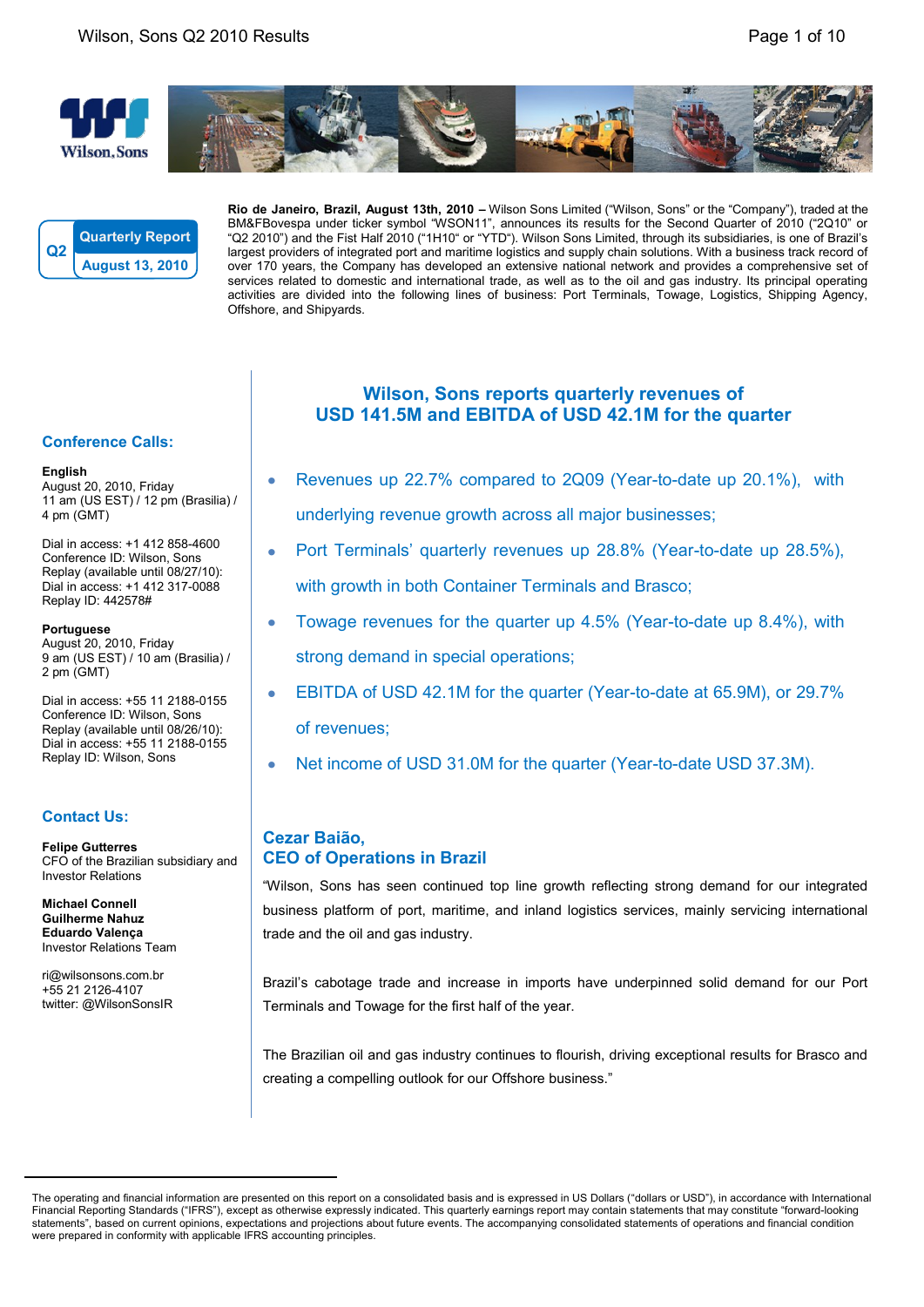Q2 **Quarterly Report** **August 13, 2010**

**Rio de Janeiro, Brazil, August 13th, 2010 –** Wilson Sons Limited ("Wilson, Sons" or the "Company"), traded at the BM&FBovespa under ticker symbol "WSON11", announces its results for the Second Quarter of 2010 ("2Q10" or "Q2 2010") and the Fist Half 2010 ("1H10" or "YTD"). Wilson Sons Limited, through its subsidiaries, is one of Brazil's largest providers of integrated port and maritime logistics and supply chain solutions. With a business track record of over 170 years, the Company has developed an extensive national network and provides a comprehensive set of services related to domestic and international trade, as well as to the oil and gas industry. Its principal operating activities are divided into the following lines of business: Port Terminals, Towage, Logistics, Shipping Agency, Offshore, and Shipyards.

## Wilson, Sons reports quarterly revenues of USD 141.5M and EBITDA of USD 42.1M for the quarter

- Revenues up 22.7% compared to 2Q09 (Year-to-date up 20.1%), with underlying revenue growth across all major businesses;
- Port Terminals' quarterly revenues up 28.8% (Year-to-date up 28.5%), with growth in both Container Terminals and Brasco;
- Towage revenues for the quarter up 4.5% (Year-to-date up 8.4%), with strong demand in special operations;
- EBITDA of USD 42.1M for the quarter (Year-to-date at 65.9M), or 29.7% of revenues;
- Net income of USD 31.0M for the quarter (Year-to-date USD 37.3M).

### Cezar Baião, CEO of Operations in Brazil

"Wilson, Sons has seen continued top line growth reflecting strong demand for our integrated business platform of port, maritime, and inland logistics services, mainly servicing international trade and the oil and gas industry.

Brazil's cabotage trade and increase in imports have underpinned solid demand for our Port Terminals and Towage for the first half of the year.

The Brazilian oil and gas industry continues to flourish, driving exceptional results for Brasco and creating a compelling outlook for our Offshore business."

### Conference Calls:

**English**
August 20, 2010, Friday
11 am (US EST) / 12 pm (Brasilia) / 4 pm (GMT)

Dial in access: +1 412 858-4600
Conference ID: Wilson, Sons
Replay (available until 08/27/10):
Dial in access: +1 412 317-0088
Replay ID: 442578#

**Portuguese**
August 20, 2010, Friday
9 am (US EST) / 10 am (Brasilia) / 2 pm (GMT)

Dial in access: +55 11 2188-0155
Conference ID: Wilson, Sons
Replay (available until 08/26/10):
Dial in access: +55 11 2188-0155
Replay ID: Wilson, Sons

### Contact Us:

**Felipe Gutterres**
CFO of the Brazilian subsidiary and Investor Relations

**Michael Connell**
**Guilherme Nahuz**
**Eduardo Valença**
Investor Relations Team

ri@wilsonsons.com.br
+55 21 2126-4107
twitter: @WilsonSonsIR

---

The operating and financial information are presented on this report on a consolidated basis and is expressed in US Dollars ("dollars or USD"), in accordance with International Financial Reporting Standards ("IFRS"), except as otherwise expressly indicated. This quarterly earnings report may contain statements that may constitute "forward-looking statements", based on current opinions, expectations and projections about future events. The accompanying consolidated statements of operations and financial condition were prepared in conformity with applicable IFRS accounting principles.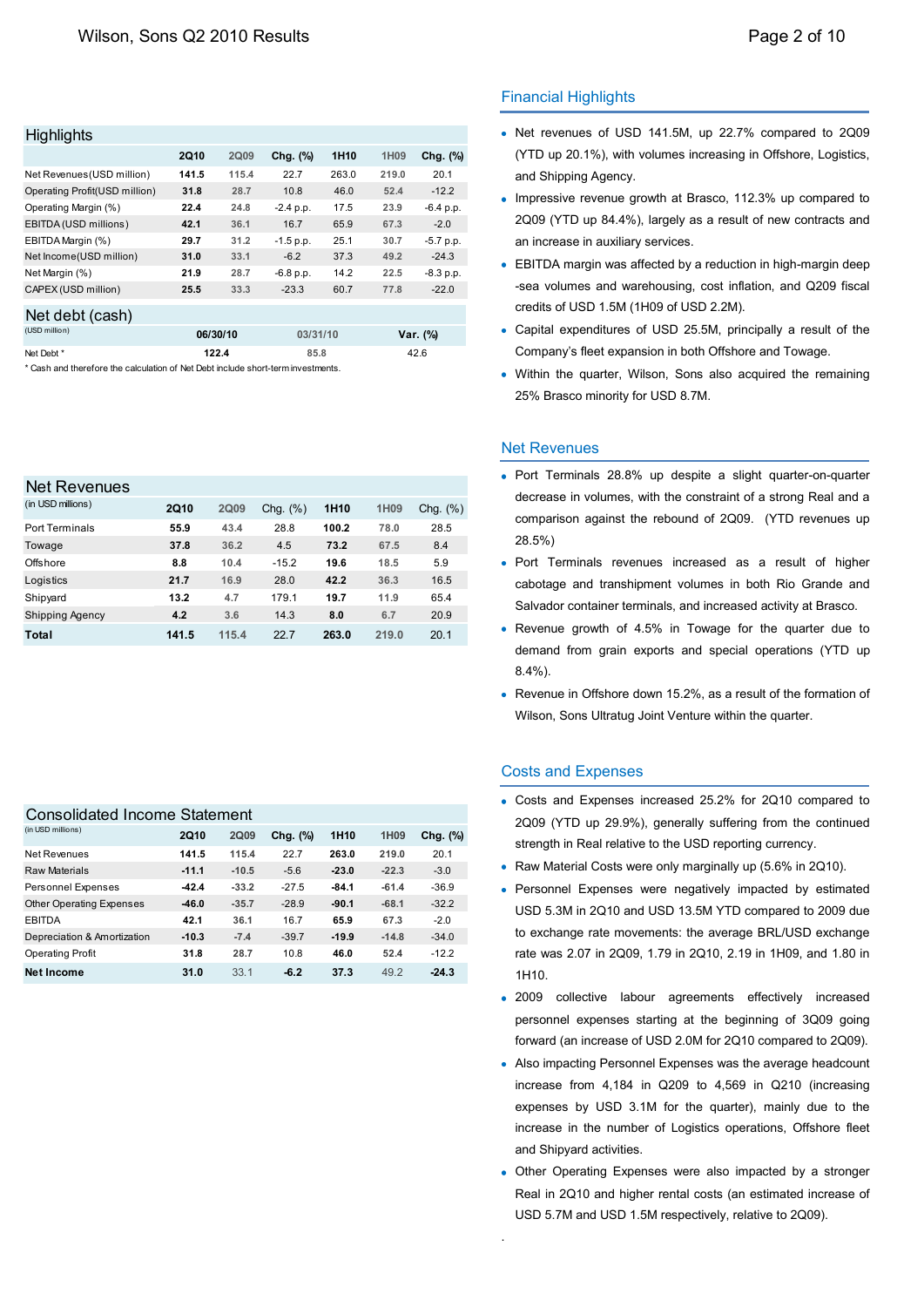## Highlights

| | 2Q10 | 2Q09 | Chg. (%) | 1H10 | 1H09 | Chg. (%) |
|---|---|---|---|---|---|---|
| Net Revenues(USD million) | **141.5** | 115.4 | 22.7 | 263.0 | 219.0 | 20.1 |
| Operating Profit(USD million) | **31.8** | 28.7 | 10.8 | 46.0 | 52.4 | -12.2 |
| Operating Margin (%) | **22.4** | 24.8 | -2.4 p.p. | 17.5 | 23.9 | -6.4 p.p. |
| EBITDA (USD millions) | **42.1** | 36.1 | 16.7 | 65.9 | 67.3 | -2.0 |
| EBITDA Margin (%) | **29.7** | 31.2 | -1.5 p.p. | 25.1 | 30.7 | -5.7 p.p. |
| Net Income(USD million) | **31.0** | 33.1 | -6.2 | 37.3 | 49.2 | -24.3 |
| Net Margin (%) | **21.9** | 28.7 | -6.8 p.p. | 14.2 | 22.5 | -8.3 p.p. |
| CAPEX (USD million) | **25.5** | 33.3 | -23.3 | 60.7 | 77.8 | -22.0 |

## Net debt (cash)

| (USD million) | 06/30/10 | 03/31/10 | Var. (%) |
|---|---|---|---|
| Net Debt * | **122.4** | 85.8 | 42.6 |

\* Cash and therefore the calculation of Net Debt include short-term investments.

## Financial Highlights

- Net revenues of USD 141.5M, up 22.7% compared to 2Q09 (YTD up 20.1%), with volumes increasing in Offshore, Logistics, and Shipping Agency.
- Impressive revenue growth at Brasco, 112.3% up compared to 2Q09 (YTD up 84.4%), largely as a result of new contracts and an increase in auxiliary services.
- EBITDA margin was affected by a reduction in high-margin deep -sea volumes and warehousing, cost inflation, and Q209 fiscal credits of USD 1.5M (1H09 of USD 2.2M).
- Capital expenditures of USD 25.5M, principally a result of the Company's fleet expansion in both Offshore and Towage.
- Within the quarter, Wilson, Sons also acquired the remaining 25% Brasco minority for USD 8.7M.

## Net Revenues

| (in USD millions) | 2Q10 | 2Q09 | Chg. (%) | 1H10 | 1H09 | Chg. (%) |
|---|---|---|---|---|---|---|
| Port Terminals | **55.9** | 43.4 | 28.8 | **100.2** | 78.0 | 28.5 |
| Towage | **37.8** | 36.2 | 4.5 | **73.2** | 67.5 | 8.4 |
| Offshore | **8.8** | 10.4 | -15.2 | **19.6** | 18.5 | 5.9 |
| Logistics | **21.7** | 16.9 | 28.0 | **42.2** | 36.3 | 16.5 |
| Shipyard | **13.2** | 4.7 | 179.1 | **19.7** | 11.9 | 65.4 |
| Shipping Agency | **4.2** | 3.6 | 14.3 | **8.0** | 6.7 | 20.9 |
| **Total** | **141.5** | 115.4 | 22.7 | **263.0** | 219.0 | 20.1 |

- Port Terminals 28.8% up despite a slight quarter-on-quarter decrease in volumes, with the constraint of a strong Real and a comparison against the rebound of 2Q09. (YTD revenues up 28.5%)
- Port Terminals revenues increased as a result of higher cabotage and transhipment volumes in both Rio Grande and Salvador container terminals, and increased activity at Brasco.
- Revenue growth of 4.5% in Towage for the quarter due to demand from grain exports and special operations (YTD up 8.4%).
- Revenue in Offshore down 15.2%, as a result of the formation of Wilson, Sons Ultratug Joint Venture within the quarter.

## Consolidated Income Statement

| (in USD millions) | 2Q10 | 2Q09 | Chg. (%) | 1H10 | 1H09 | Chg. (%) |
|---|---|---|---|---|---|---|
| Net Revenues | **141.5** | 115.4 | 22.7 | **263.0** | 219.0 | 20.1 |
| Raw Materials | **-11.1** | -10.5 | -5.6 | **-23.0** | -22.3 | -3.0 |
| Personnel Expenses | **-42.4** | -33.2 | -27.5 | **-84.1** | -61.4 | -36.9 |
| Other Operating Expenses | **-46.0** | -35.7 | -28.9 | **-90.1** | -68.1 | -32.2 |
| EBITDA | **42.1** | 36.1 | 16.7 | **65.9** | 67.3 | -2.0 |
| Depreciation & Amortization | **-10.3** | -7.4 | -39.7 | **-19.9** | -14.8 | -34.0 |
| Operating Profit | **31.8** | 28.7 | 10.8 | **46.0** | 52.4 | -12.2 |
| **Net Income** | **31.0** | 33.1 | **-6.2** | **37.3** | 49.2 | **-24.3** |

## Costs and Expenses

- Costs and Expenses increased 25.2% for 2Q10 compared to 2Q09 (YTD up 29.9%), generally suffering from the continued strength in Real relative to the USD reporting currency.
- Raw Material Costs were only marginally up (5.6% in 2Q10).
- Personnel Expenses were negatively impacted by estimated USD 5.3M in 2Q10 and USD 13.5M YTD compared to 2009 due to exchange rate movements: the average BRL/USD exchange rate was 2.07 in 2Q09, 1.79 in 2Q10, 2.19 in 1H09, and 1.80 in 1H10.
- 2009 collective labour agreements effectively increased personnel expenses starting at the beginning of 3Q09 going forward (an increase of USD 2.0M for 2Q10 compared to 2Q09).
- Also impacting Personnel Expenses was the average headcount increase from 4,184 in Q209 to 4,569 in Q210 (increasing expenses by USD 3.1M for the quarter), mainly due to the increase in the number of Logistics operations, Offshore fleet and Shipyard activities.
- Other Operating Expenses were also impacted by a stronger Real in 2Q10 and higher rental costs (an estimated increase of USD 5.7M and USD 1.5M respectively, relative to 2Q09).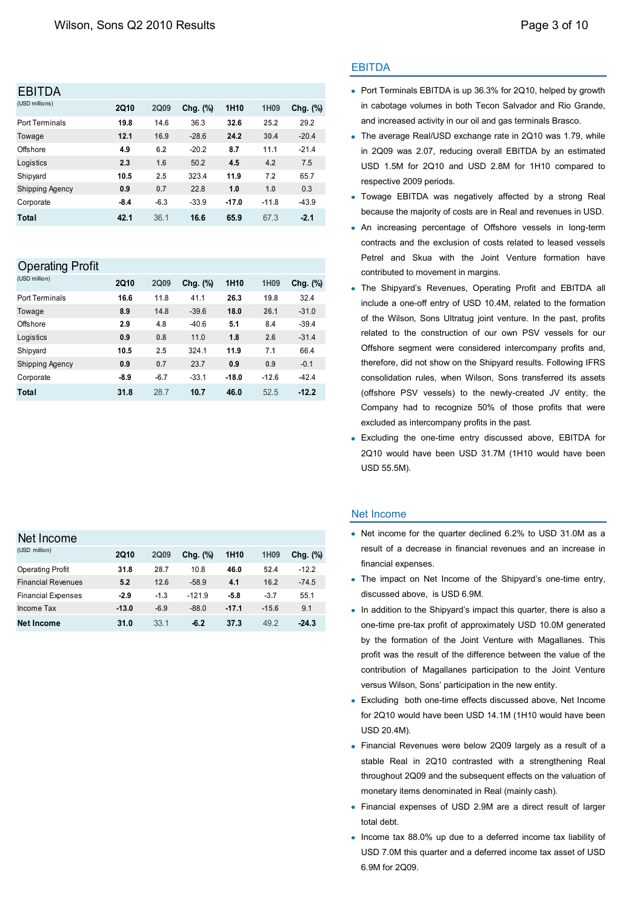## EBITDA

(USD millions)

| | 2Q10 | 2Q09 | Chg. (%) | 1H10 | 1H09 | Chg. (%) |
|---|---|---|---|---|---|---|
| Port Terminals | **19.8** | 14.6 | 36.3 | **32.6** | 25.2 | 29.2 |
| Towage | **12.1** | 16.9 | -28.6 | **24.2** | 30.4 | -20.4 |
| Offshore | **4.9** | 6.2 | -20.2 | **8.7** | 11.1 | -21.4 |
| Logistics | **2.3** | 1.6 | 50.2 | **4.5** | 4.2 | 7.5 |
| Shipyard | **10.5** | 2.5 | 323.4 | **11.9** | 7.2 | 65.7 |
| Shipping Agency | **0.9** | 0.7 | 22.8 | **1.0** | 1.0 | 0.3 |
| Corporate | **-8.4** | -6.3 | -33.9 | **-17.0** | -11.8 | -43.9 |
| **Total** | **42.1** | 36.1 | **16.6** | **65.9** | 67.3 | **-2.1** |

## Operating Profit

(USD million)

| | 2Q10 | 2Q09 | Chg. (%) | 1H10 | 1H09 | Chg. (%) |
|---|---|---|---|---|---|---|
| Port Terminals | **16.6** | 11.8 | 41.1 | **26.3** | 19.8 | 32.4 |
| Towage | **8.9** | 14.8 | -39.6 | **18.0** | 26.1 | -31.0 |
| Offshore | **2.9** | 4.8 | -40.6 | **5.1** | 8.4 | -39.4 |
| Logistics | **0.9** | 0.8 | 11.0 | **1.8** | 2.6 | -31.4 |
| Shipyard | **10.5** | 2.5 | 324.1 | **11.9** | 7.1 | 66.4 |
| Shipping Agency | **0.9** | 0.7 | 23.7 | **0.9** | 0.9 | -0.1 |
| Corporate | **-8.9** | -6.7 | -33.1 | **-18.0** | -12.6 | -42.4 |
| **Total** | **31.8** | 28.7 | **10.7** | **46.0** | 52.5 | **-12.2** |

## EBITDA

- Port Terminals EBITDA is up 36.3% for 2Q10, helped by growth in cabotage volumes in both Tecon Salvador and Rio Grande, and increased activity in our oil and gas terminals Brasco.
- The average Real/USD exchange rate in 2Q10 was 1.79, while in 2Q09 was 2.07, reducing overall EBITDA by an estimated USD 1.5M for 2Q10 and USD 2.8M for 1H10 compared to respective 2009 periods.
- Towage EBITDA was negatively affected by a strong Real because the majority of costs are in Real and revenues in USD.
- An increasing percentage of Offshore vessels in long-term contracts and the exclusion of costs related to leased vessels Petrel and Skua with the Joint Venture formation have contributed to movement in margins.
- The Shipyard's Revenues, Operating Profit and EBITDA all include a one-off entry of USD 10.4M, related to the formation of the Wilson, Sons Ultratug joint venture. In the past, profits related to the construction of our own PSV vessels for our Offshore segment were considered intercompany profits and, therefore, did not show on the Shipyard results. Following IFRS consolidation rules, when Wilson, Sons transferred its assets (offshore PSV vessels) to the newly-created JV entity, the Company had to recognize 50% of those profits that were excluded as intercompany profits in the past.
- Excluding the one-time entry discussed above, EBITDA for 2Q10 would have been USD 31.7M (1H10 would have been USD 55.5M).

## Net Income

(USD million)

| | 2Q10 | 2Q09 | Chg. (%) | 1H10 | 1H09 | Chg. (%) |
|---|---|---|---|---|---|---|
| Operating Profit | **31.8** | 28.7 | 10.8 | **46.0** | 52.4 | -12.2 |
| Financial Revenues | **5.2** | 12.6 | -58.9 | **4.1** | 16.2 | -74.5 |
| Financial Expenses | **-2.9** | -1.3 | -121.9 | **-5.8** | -3.7 | 55.1 |
| Income Tax | **-13.0** | -6.9 | -88.0 | **-17.1** | -15.6 | 9.1 |
| **Net Income** | **31.0** | 33.1 | **-6.2** | **37.3** | 49.2 | **-24.3** |

## Net Income

- Net income for the quarter declined 6.2% to USD 31.0M as a result of a decrease in financial revenues and an increase in financial expenses.
- The impact on Net Income of the Shipyard's one-time entry, discussed above, is USD 6.9M.
- In addition to the Shipyard's impact this quarter, there is also a one-time pre-tax profit of approximately USD 10.0M generated by the formation of the Joint Venture with Magallanes. This profit was the result of the difference between the value of the contribution of Magallanes participation to the Joint Venture versus Wilson, Sons' participation in the new entity.
- Excluding both one-time effects discussed above, Net Income for 2Q10 would have been USD 14.1M (1H10 would have been USD 20.4M).
- Financial Revenues were below 2Q09 largely as a result of a stable Real in 2Q10 contrasted with a strengthening Real throughout 2Q09 and the subsequent effects on the valuation of monetary items denominated in Real (mainly cash).
- Financial expenses of USD 2.9M are a direct result of larger total debt.
- Income tax 88.0% up due to a deferred income tax liability of USD 7.0M this quarter and a deferred income tax asset of USD 6.9M for 2Q09.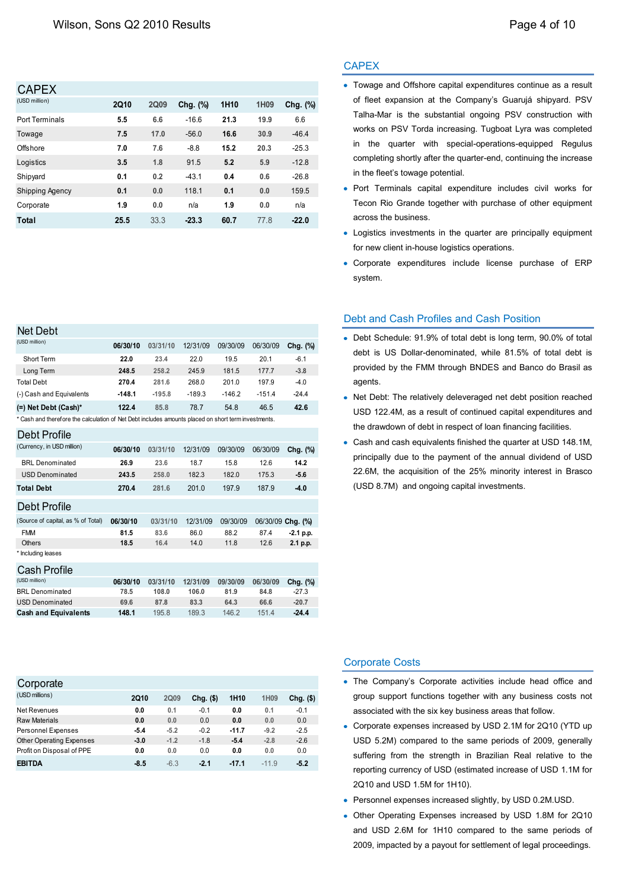## CAPEX

| (USD million) | 2Q10 | 2Q09 | Chg. (%) | 1H10 | 1H09 | Chg. (%) |
|---|---|---|---|---|---|---|
| Port Terminals | 5.5 | 6.6 | -16.6 | 21.3 | 19.9 | 6.6 |
| Towage | 7.5 | 17.0 | -56.0 | 16.6 | 30.9 | -46.4 |
| Offshore | 7.0 | 7.6 | -8.8 | 15.2 | 20.3 | -25.3 |
| Logistics | 3.5 | 1.8 | 91.5 | 5.2 | 5.9 | -12.8 |
| Shipyard | 0.1 | 0.2 | -43.1 | 0.4 | 0.6 | -26.8 |
| Shipping Agency | 0.1 | 0.0 | 118.1 | 0.1 | 0.0 | 159.5 |
| Corporate | 1.9 | 0.0 | n/a | 1.9 | 0.0 | n/a |
| **Total** | **25.5** | 33.3 | **-23.3** | **60.7** | 77.8 | **-22.0** |

## CAPEX

- Towage and Offshore capital expenditures continue as a result of fleet expansion at the Company's Guarujá shipyard. PSV Talha-Mar is the substantial ongoing PSV construction with works on PSV Torda increasing. Tugboat Lyra was completed in the quarter with special-operations-equipped Regulus completing shortly after the quarter-end, continuing the increase in the fleet's towage potential.
- Port Terminals capital expenditure includes civil works for Tecon Rio Grande together with purchase of other equipment across the business.
- Logistics investments in the quarter are principally equipment for new client in-house logistics operations.
- Corporate expenditures include license purchase of ERP system.

## Net Debt

| (USD million) | 06/30/10 | 03/31/10 | 12/31/09 | 09/30/09 | 06/30/09 | Chg. (%) |
|---|---|---|---|---|---|---|
| Short Term | 22.0 | 23.4 | 22.0 | 19.5 | 20.1 | -6.1 |
| Long Term | 248.5 | 258.2 | 245.9 | 181.5 | 177.7 | -3.8 |
| Total Debt | 270.4 | 281.6 | 268.0 | 201.0 | 197.9 | -4.0 |
| (-) Cash and Equivalents | -148.1 | -195.8 | -189.3 | -146.2 | -151.4 | -24.4 |
| **(=) Net Debt (Cash)*** | **122.4** | 85.8 | 78.7 | 54.8 | 46.5 | **42.6** |

\* Cash and therefore the calculation of Net Debt includes amounts placed on short term investments.

## Debt Profile

| (Currency, in USD million) | 06/30/10 | 03/31/10 | 12/31/09 | 09/30/09 | 06/30/09 | Chg. (%) |
|---|---|---|---|---|---|---|
| BRL Denominated | 26.9 | 23.6 | 18.7 | 15.8 | 12.6 | 14.2 |
| USD Denominated | 243.5 | 258.0 | 182.3 | 182.0 | 175.3 | -5.6 |
| **Total Debt** | **270.4** | 281.6 | 201.0 | 197.9 | 187.9 | **-4.0** |

## Debt Profile

| (Source of capital, as % of Total) | 06/30/10 | 03/31/10 | 12/31/09 | 09/30/09 | 06/30/09 | Chg. (%) |
|---|---|---|---|---|---|---|
| FMM | 81.5 | 83.6 | 86.0 | 88.2 | 87.4 | -2.1 p.p. |
| Others | 18.5 | 16.4 | 14.0 | 11.8 | 12.6 | 2.1 p.p. |

\* Including leases

## Cash Profile

| (USD million) | 06/30/10 | 03/31/10 | 12/31/09 | 09/30/09 | 06/30/09 | Chg. (%) |
|---|---|---|---|---|---|---|
| BRL Denominated | 78.5 | 108.0 | 106.0 | 81.9 | 84.8 | -27.3 |
| USD Denominated | 69.6 | 87.8 | 83.3 | 64.3 | 66.6 | -20.7 |
| **Cash and Equivalents** | **148.1** | 195.8 | 189.3 | 146.2 | 151.4 | **-24.4** |

## Debt and Cash Profiles and Cash Position

- Debt Schedule: 91.9% of total debt is long term, 90.0% of total debt is US Dollar-denominated, while 81.5% of total debt is provided by the FMM through BNDES and Banco do Brasil as agents.
- Net Debt: The relatively deleveraged net debt position reached USD 122.4M, as a result of continued capital expenditures and the drawdown of debt in respect of loan financing facilities.
- Cash and cash equivalents finished the quarter at USD 148.1M, principally due to the payment of the annual dividend of USD 22.6M, the acquisition of the 25% minority interest in Brasco (USD 8.7M) and ongoing capital investments.

## Corporate

| (USD millions) | 2Q10 | 2Q09 | Chg. ($) | 1H10 | 1H09 | Chg. ($) |
|---|---|---|---|---|---|---|
| Net Revenues | 0.0 | 0.1 | -0.1 | 0.0 | 0.1 | -0.1 |
| Raw Materials | 0.0 | 0.0 | 0.0 | 0.0 | 0.0 | 0.0 |
| Personnel Expenses | -5.4 | -5.2 | -0.2 | -11.7 | -9.2 | -2.5 |
| Other Operating Expenses | -3.0 | -1.2 | -1.8 | -5.4 | -2.8 | -2.6 |
| Profit on Disposal of PPE | 0.0 | 0.0 | 0.0 | 0.0 | 0.0 | 0.0 |
| **EBITDA** | **-8.5** | -6.3 | **-2.1** | **-17.1** | -11.9 | **-5.2** |

## Corporate Costs

- The Company's Corporate activities include head office and group support functions together with any business costs not associated with the six key business areas that follow.
- Corporate expenses increased by USD 2.1M for 2Q10 (YTD up USD 5.2M) compared to the same periods of 2009, generally suffering from the strength in Brazilian Real relative to the reporting currency of USD (estimated increase of USD 1.1M for 2Q10 and USD 1.5M for 1H10).
- Personnel expenses increased slightly, by USD 0.2M.USD.
- Other Operating Expenses increased by USD 1.8M for 2Q10 and USD 2.6M for 1H10 compared to the same periods of 2009, impacted by a payout for settlement of legal proceedings.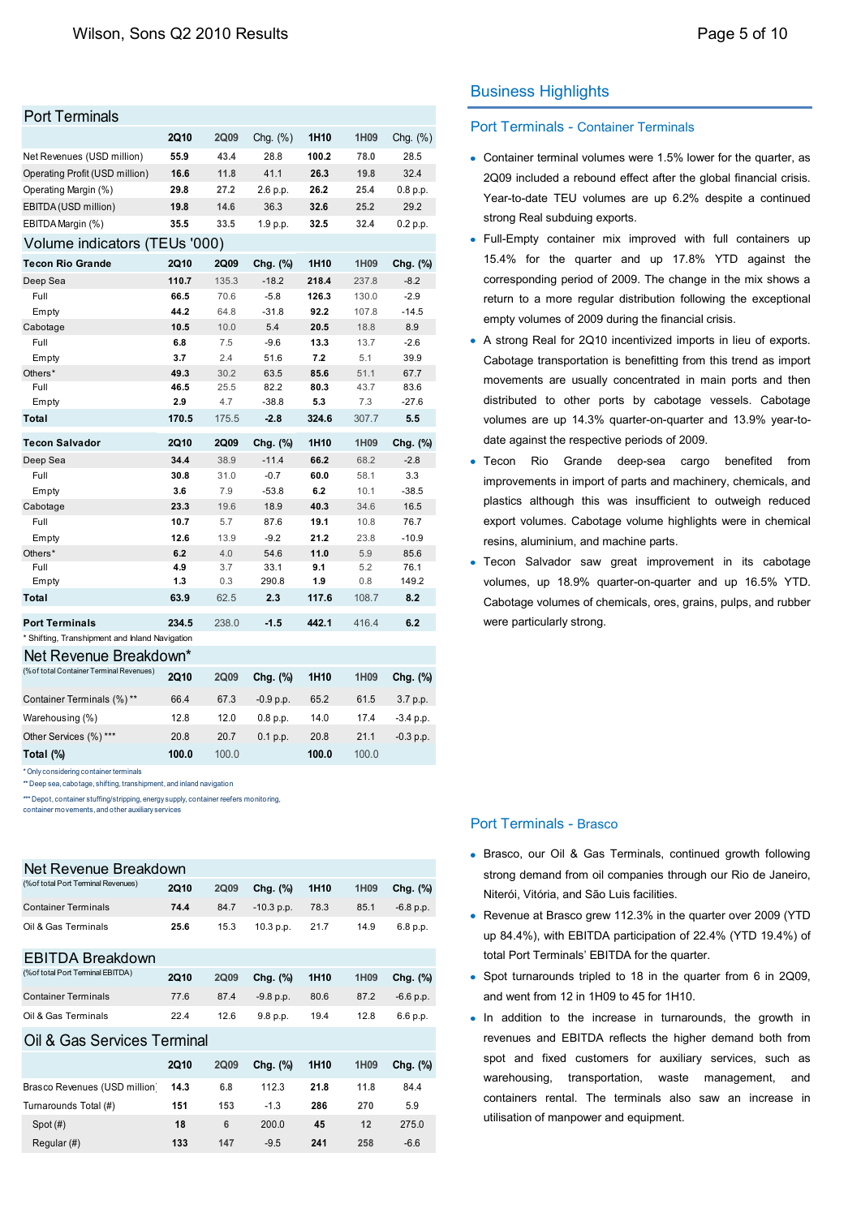## Port Terminals

| | 2Q10 | 2Q09 | Chg. (%) | 1H10 | 1H09 | Chg. (%) |
|---|---|---|---|---|---|---|
| Net Revenues (USD million) | **55.9** | **43.4** | 28.8 | **100.2** | **78.0** | 28.5 |
| Operating Profit (USD million) | **16.6** | **11.8** | 41.1 | **26.3** | **19.8** | 32.4 |
| Operating Margin (%) | **29.8** | **27.2** | 2.6 p.p. | **26.2** | **25.4** | 0.8 p.p. |
| EBITDA (USD million) | **19.8** | **14.6** | 36.3 | **32.6** | **25.2** | 29.2 |
| EBITDA Margin (%) | **35.5** | **33.5** | 1.9 p.p. | **32.5** | **32.4** | 0.2 p.p. |

## Volume indicators (TEUs '000)

| Tecon Rio Grande | 2Q10 | 2Q09 | Chg. (%) | 1H10 | 1H09 | Chg. (%) |
|---|---|---|---|---|---|---|
| Deep Sea | **110.7** | 135.3 | -18.2 | **218.4** | 237.8 | -8.2 |
| Full | **66.5** | 70.6 | -5.8 | **126.3** | 130.0 | -2.9 |
| Empty | **44.2** | 64.8 | -31.8 | **92.2** | 107.8 | -14.5 |
| Cabotage | **10.5** | 10.0 | 5.4 | **20.5** | 18.8 | 8.9 |
| Full | **6.8** | 7.5 | -9.6 | **13.3** | 13.7 | -2.6 |
| Empty | **3.7** | 2.4 | 51.6 | **7.2** | 5.1 | 39.9 |
| Others* | **49.3** | 30.2 | 63.5 | **85.6** | 51.1 | 67.7 |
| Full | **46.5** | 25.5 | 82.2 | **80.3** | 43.7 | 83.6 |
| Empty | **2.9** | 4.7 | -38.8 | **5.3** | 7.3 | -27.6 |
| **Total** | **170.5** | 175.5 | **-2.8** | **324.6** | 307.7 | **5.5** |

| Tecon Salvador | 2Q10 | 2Q09 | Chg. (%) | 1H10 | 1H09 | Chg. (%) |
|---|---|---|---|---|---|---|
| Deep Sea | **34.4** | 38.9 | -11.4 | **66.2** | 68.2 | -2.8 |
| Full | **30.8** | 31.0 | -0.7 | **60.0** | 58.1 | 3.3 |
| Empty | **3.6** | 7.9 | -53.8 | **6.2** | 10.1 | -38.5 |
| Cabotage | **23.3** | 19.6 | 18.9 | **40.3** | 34.6 | 16.5 |
| Full | **10.7** | 5.7 | 87.6 | **19.1** | 10.8 | 76.7 |
| Empty | **12.6** | 13.9 | -9.2 | **21.2** | 23.8 | -10.9 |
| Others* | **6.2** | 4.0 | 54.6 | **11.0** | 5.9 | 85.6 |
| Full | **4.9** | 3.7 | 33.1 | **9.1** | 5.2 | 76.1 |
| Empty | **1.3** | 0.3 | 290.8 | **1.9** | 0.8 | 149.2 |
| **Total** | **63.9** | 62.5 | **2.3** | **117.6** | 108.7 | **8.2** |

| | 2Q10 | 2Q09 | Chg. (%) | 1H10 | 1H09 | Chg. (%) |
|---|---|---|---|---|---|---|
| **Port Terminals** | **234.5** | 238.0 | **-1.5** | **442.1** | 416.4 | **6.2** |

\* Shifting, Transhipment and Inland Navigation

## Net Revenue Breakdown*

| (% of total Container Terminal Revenues) | 2Q10 | 2Q09 | Chg. (%) | 1H10 | 1H09 | Chg. (%) |
|---|---|---|---|---|---|---|
| Container Terminals (%) ** | 66.4 | 67.3 | -0.9 p.p. | 65.2 | 61.5 | 3.7 p.p. |
| Warehousing (%) | 12.8 | 12.0 | 0.8 p.p. | 14.0 | 17.4 | -3.4 p.p. |
| Other Services (%) *** | 20.8 | 20.7 | 0.1 p.p. | 20.8 | 21.1 | -0.3 p.p. |
| **Total (%)** | **100.0** | 100.0 | | **100.0** | 100.0 | |

\* Only considering container terminals

\*\* Deep sea, cabotage, shifting, transhipment, and inland navigation

\*\*\* Depot, container stuffing/stripping, energy supply, container reefers monitoring, container movements, and other auxiliary services

## Net Revenue Breakdown

| (% of total Port Terminal Revenues) | 2Q10 | 2Q09 | Chg. (%) | 1H10 | 1H09 | Chg. (%) |
|---|---|---|---|---|---|---|
| Container Terminals | **74.4** | 84.7 | -10.3 p.p. | 78.3 | 85.1 | -6.8 p.p. |
| Oil & Gas Terminals | **25.6** | 15.3 | 10.3 p.p. | 21.7 | 14.9 | 6.8 p.p. |

## EBITDA Breakdown

| (% of total Port Terminal EBITDA) | 2Q10 | 2Q09 | Chg. (%) | 1H10 | 1H09 | Chg. (%) |
|---|---|---|---|---|---|---|
| Container Terminals | 77.6 | 87.4 | -9.8 p.p. | 80.6 | 87.2 | -6.6 p.p. |
| Oil & Gas Terminals | 22.4 | 12.6 | 9.8 p.p. | 19.4 | 12.8 | 6.6 p.p. |

## Oil & Gas Services Terminal

| | 2Q10 | 2Q09 | Chg. (%) | 1H10 | 1H09 | Chg. (%) |
|---|---|---|---|---|---|---|
| Brasco Revenues (USD million) | **14.3** | **6.8** | 112.3 | **21.8** | **11.8** | 84.4 |
| Turnarounds Total (#) | **151** | **153** | -1.3 | **286** | **270** | 5.9 |
| Spot (#) | **18** | **6** | 200.0 | **45** | **12** | 275.0 |
| Regular (#) | **133** | **147** | -9.5 | **241** | **258** | -6.6 |

## Business Highlights

### Port Terminals - Container Terminals

- Container terminal volumes were 1.5% lower for the quarter, as 2Q09 included a rebound effect after the global financial crisis. Year-to-date TEU volumes are up 6.2% despite a continued strong Real subduing exports.
- Full-Empty container mix improved with full containers up 15.4% for the quarter and up 17.8% YTD against the corresponding period of 2009. The change in the mix shows a return to a more regular distribution following the exceptional empty volumes of 2009 during the financial crisis.
- A strong Real for 2Q10 incentivized imports in lieu of exports. Cabotage transportation is benefitting from this trend as import movements are usually concentrated in main ports and then distributed to other ports by cabotage vessels. Cabotage volumes are up 14.3% quarter-on-quarter and 13.9% year-to-date against the respective periods of 2009.
- Tecon Rio Grande deep-sea cargo benefited from improvements in import of parts and machinery, chemicals, and plastics although this was insufficient to outweigh reduced export volumes. Cabotage volume highlights were in chemical resins, aluminium, and machine parts.
- Tecon Salvador saw great improvement in its cabotage volumes, up 18.9% quarter-on-quarter and up 16.5% YTD. Cabotage volumes of chemicals, ores, grains, pulps, and rubber were particularly strong.

### Port Terminals - Brasco

- Brasco, our Oil & Gas Terminals, continued growth following strong demand from oil companies through our Rio de Janeiro, Niterói, Vitória, and São Luis facilities.
- Revenue at Brasco grew 112.3% in the quarter over 2009 (YTD up 84.4%), with EBITDA participation of 22.4% (YTD 19.4%) of total Port Terminals' EBITDA for the quarter.
- Spot turnarounds tripled to 18 in the quarter from 6 in 2Q09, and went from 12 in 1H09 to 45 for 1H10.
- In addition to the increase in turnarounds, the growth in revenues and EBITDA reflects the higher demand both from spot and fixed customers for auxiliary services, such as warehousing, transportation, waste management, and containers rental. The terminals also saw an increase in utilisation of manpower and equipment.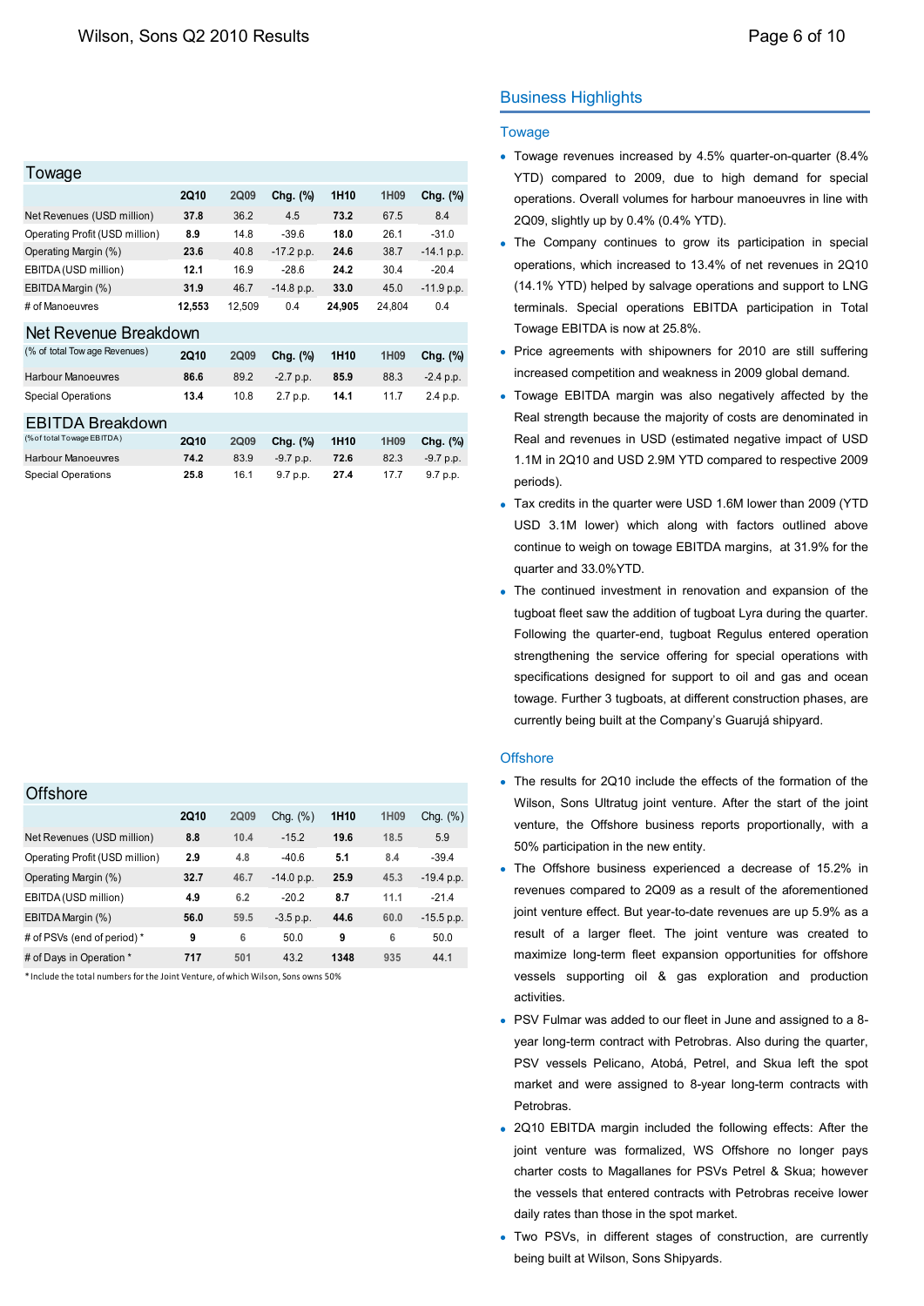## Towage

| | 2Q10 | 2Q09 | Chg. (%) | 1H10 | 1H09 | Chg. (%) |
|---|---|---|---|---|---|---|
| Net Revenues (USD million) | **37.8** | 36.2 | 4.5 | **73.2** | 67.5 | 8.4 |
| Operating Profit (USD million) | **8.9** | 14.8 | -39.6 | **18.0** | 26.1 | -31.0 |
| Operating Margin (%) | **23.6** | 40.8 | -17.2 p.p. | **24.6** | 38.7 | -14.1 p.p. |
| EBITDA (USD million) | **12.1** | 16.9 | -28.6 | **24.2** | 30.4 | -20.4 |
| EBITDA Margin (%) | **31.9** | 46.7 | -14.8 p.p. | **33.0** | 45.0 | -11.9 p.p. |
| # of Manoeuvres | **12,553** | 12,509 | 0.4 | **24,905** | 24,804 | 0.4 |

## Net Revenue Breakdown

| (% of total Towage Revenues) | 2Q10 | 2Q09 | Chg. (%) | 1H10 | 1H09 | Chg. (%) |
|---|---|---|---|---|---|---|
| Harbour Manoeuvres | **86.6** | 89.2 | -2.7 p.p. | **85.9** | 88.3 | -2.4 p.p. |
| Special Operations | **13.4** | 10.8 | 2.7 p.p. | **14.1** | 11.7 | 2.4 p.p. |

## EBITDA Breakdown

| (% of total Towage EBITDA) | 2Q10 | 2Q09 | Chg. (%) | 1H10 | 1H09 | Chg. (%) |
|---|---|---|---|---|---|---|
| Harbour Manoeuvres | **74.2** | 83.9 | -9.7 p.p. | **72.6** | 82.3 | -9.7 p.p. |
| Special Operations | **25.8** | 16.1 | 9.7 p.p. | **27.4** | 17.7 | 9.7 p.p. |

## Offshore

| | 2Q10 | 2Q09 | Chg. (%) | 1H10 | 1H09 | Chg. (%) |
|---|---|---|---|---|---|---|
| Net Revenues (USD million) | **8.8** | 10.4 | -15.2 | **19.6** | 18.5 | 5.9 |
| Operating Profit (USD million) | **2.9** | 4.8 | -40.6 | **5.1** | 8.4 | -39.4 |
| Operating Margin (%) | **32.7** | 46.7 | -14.0 p.p. | **25.9** | 45.3 | -19.4 p.p. |
| EBITDA (USD million) | **4.9** | 6.2 | -20.2 | **8.7** | 11.1 | -21.4 |
| EBITDA Margin (%) | **56.0** | 59.5 | -3.5 p.p. | **44.6** | 60.0 | -15.5 p.p. |
| # of PSVs (end of period) * | **9** | 6 | 50.0 | **9** | 6 | 50.0 |
| # of Days in Operation * | **717** | 501 | 43.2 | **1348** | 935 | 44.1 |

* Include the total numbers for the Joint Venture, of which Wilson, Sons owns 50%

## Business Highlights

### Towage

- Towage revenues increased by 4.5% quarter-on-quarter (8.4% YTD) compared to 2009, due to high demand for special operations. Overall volumes for harbour manoeuvres in line with 2Q09, slightly up by 0.4% (0.4% YTD).
- The Company continues to grow its participation in special operations, which increased to 13.4% of net revenues in 2Q10 (14.1% YTD) helped by salvage operations and support to LNG terminals. Special operations EBITDA participation in Total Towage EBITDA is now at 25.8%.
- Price agreements with shipowners for 2010 are still suffering increased competition and weakness in 2009 global demand.
- Towage EBITDA margin was also negatively affected by the Real strength because the majority of costs are denominated in Real and revenues in USD (estimated negative impact of USD 1.1M in 2Q10 and USD 2.9M YTD compared to respective 2009 periods).
- Tax credits in the quarter were USD 1.6M lower than 2009 (YTD USD 3.1M lower) which along with factors outlined above continue to weigh on towage EBITDA margins, at 31.9% for the quarter and 33.0%YTD.
- The continued investment in renovation and expansion of the tugboat fleet saw the addition of tugboat Lyra during the quarter. Following the quarter-end, tugboat Regulus entered operation strengthening the service offering for special operations with specifications designed for support to oil and gas and ocean towage. Further 3 tugboats, at different construction phases, are currently being built at the Company's Guarujá shipyard.

### Offshore

- The results for 2Q10 include the effects of the formation of the Wilson, Sons Ultratug joint venture. After the start of the joint venture, the Offshore business reports proportionally, with a 50% participation in the new entity.
- The Offshore business experienced a decrease of 15.2% in revenues compared to 2Q09 as a result of the aforementioned joint venture effect. But year-to-date revenues are up 5.9% as a result of a larger fleet. The joint venture was created to maximize long-term fleet expansion opportunities for offshore vessels supporting oil & gas exploration and production activities.
- PSV Fulmar was added to our fleet in June and assigned to a 8-year long-term contract with Petrobras. Also during the quarter, PSV vessels Pelicano, Atobá, Petrel, and Skua left the spot market and were assigned to 8-year long-term contracts with Petrobras.
- 2Q10 EBITDA margin included the following effects: After the joint venture was formalized, WS Offshore no longer pays charter costs to Magallanes for PSVs Petrel & Skua; however the vessels that entered contracts with Petrobras receive lower daily rates than those in the spot market.
- Two PSVs, in different stages of construction, are currently being built at Wilson, Sons Shipyards.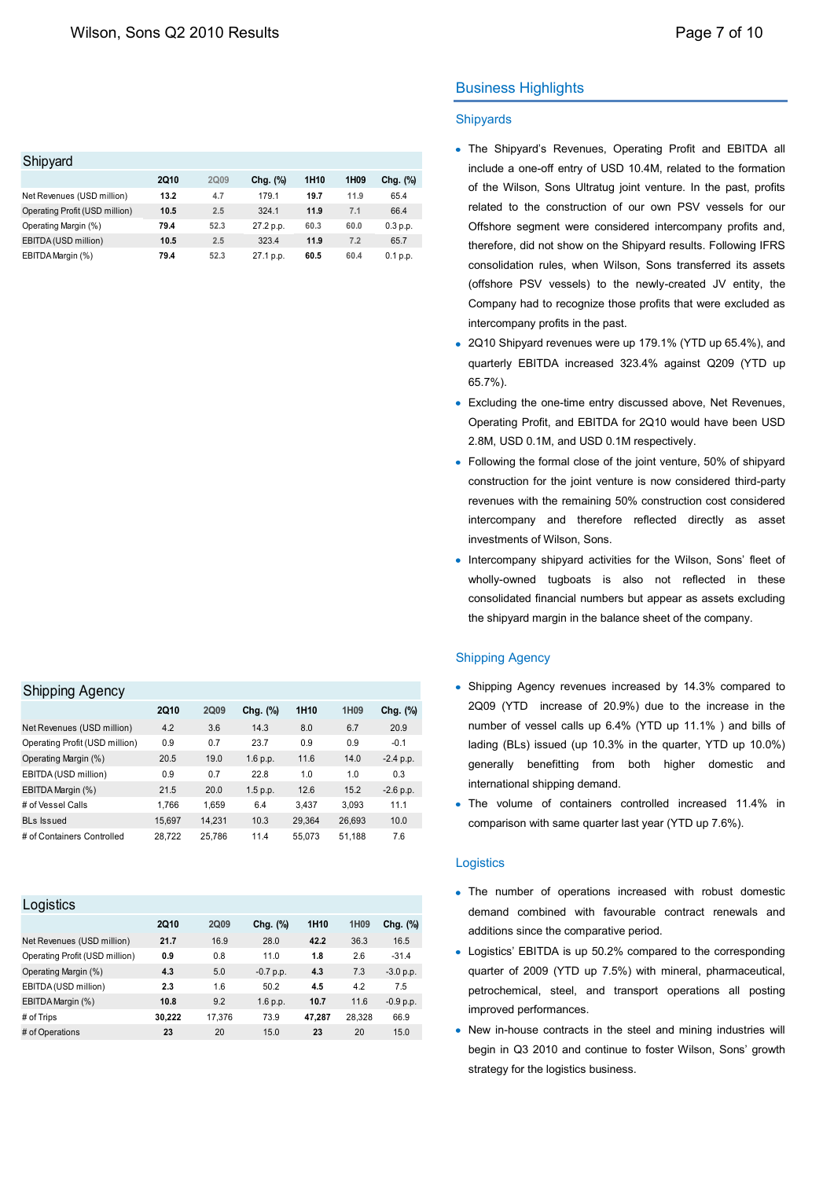## Business Highlights

### Shipyards

| Shipyard | 2Q10 | 2Q09 | Chg. (%) | 1H10 | 1H09 | Chg. (%) |
|---|---|---|---|---|---|---|
| Net Revenues (USD million) | **13.2** | 4.7 | 179.1 | **19.7** | 11.9 | 65.4 |
| Operating Profit (USD million) | **10.5** | 2.5 | 324.1 | **11.9** | 7.1 | 66.4 |
| Operating Margin (%) | **79.4** | 52.3 | 27.2 p.p. | 60.3 | 60.0 | 0.3 p.p. |
| EBITDA (USD million) | **10.5** | 2.5 | 323.4 | **11.9** | 7.2 | 65.7 |
| EBITDA Margin (%) | **79.4** | 52.3 | 27.1 p.p. | **60.5** | 60.4 | 0.1 p.p. |

- The Shipyard's Revenues, Operating Profit and EBITDA all include a one-off entry of USD 10.4M, related to the formation of the Wilson, Sons Ultratug joint venture. In the past, profits related to the construction of our own PSV vessels for our Offshore segment were considered intercompany profits and, therefore, did not show on the Shipyard results. Following IFRS consolidation rules, when Wilson, Sons transferred its assets (offshore PSV vessels) to the newly-created JV entity, the Company had to recognize those profits that were excluded as intercompany profits in the past.
- 2Q10 Shipyard revenues were up 179.1% (YTD up 65.4%), and quarterly EBITDA increased 323.4% against Q209 (YTD up 65.7%).
- Excluding the one-time entry discussed above, Net Revenues, Operating Profit, and EBITDA for 2Q10 would have been USD 2.8M, USD 0.1M, and USD 0.1M respectively.
- Following the formal close of the joint venture, 50% of shipyard construction for the joint venture is now considered third-party revenues with the remaining 50% construction cost considered intercompany and therefore reflected directly as asset investments of Wilson, Sons.
- Intercompany shipyard activities for the Wilson, Sons' fleet of wholly-owned tugboats is also not reflected in these consolidated financial numbers but appear as assets excluding the shipyard margin in the balance sheet of the company.

### Shipping Agency

| Shipping Agency | 2Q10 | 2Q09 | Chg. (%) | 1H10 | 1H09 | Chg. (%) |
|---|---|---|---|---|---|---|
| Net Revenues (USD million) | 4.2 | 3.6 | 14.3 | 8.0 | 6.7 | 20.9 |
| Operating Profit (USD million) | 0.9 | 0.7 | 23.7 | 0.9 | 0.9 | -0.1 |
| Operating Margin (%) | 20.5 | 19.0 | 1.6 p.p. | 11.6 | 14.0 | -2.4 p.p. |
| EBITDA (USD million) | 0.9 | 0.7 | 22.8 | 1.0 | 1.0 | 0.3 |
| EBITDA Margin (%) | 21.5 | 20.0 | 1.5 p.p. | 12.6 | 15.2 | -2.6 p.p. |
| # of Vessel Calls | 1,766 | 1,659 | 6.4 | 3,437 | 3,093 | 11.1 |
| BLs Issued | 15,697 | 14,231 | 10.3 | 29,364 | 26,693 | 10.0 |
| # of Containers Controlled | 28,722 | 25,786 | 11.4 | 55,073 | 51,188 | 7.6 |

- Shipping Agency revenues increased by 14.3% compared to 2Q09 (YTD increase of 20.9%) due to the increase in the number of vessel calls up 6.4% (YTD up 11.1% ) and bills of lading (BLs) issued (up 10.3% in the quarter, YTD up 10.0%) generally benefitting from both higher domestic and international shipping demand.
- The volume of containers controlled increased 11.4% in comparison with same quarter last year (YTD up 7.6%).

### Logistics

| Logistics | 2Q10 | 2Q09 | Chg. (%) | 1H10 | 1H09 | Chg. (%) |
|---|---|---|---|---|---|---|
| Net Revenues (USD million) | **21.7** | 16.9 | 28.0 | **42.2** | 36.3 | 16.5 |
| Operating Profit (USD million) | **0.9** | 0.8 | 11.0 | **1.8** | 2.6 | -31.4 |
| Operating Margin (%) | **4.3** | 5.0 | -0.7 p.p. | **4.3** | 7.3 | -3.0 p.p. |
| EBITDA (USD million) | **2.3** | 1.6 | 50.2 | **4.5** | 4.2 | 7.5 |
| EBITDA Margin (%) | **10.8** | 9.2 | 1.6 p.p. | **10.7** | 11.6 | -0.9 p.p. |
| # of Trips | **30,222** | 17,376 | 73.9 | **47,287** | 28,328 | 66.9 |
| # of Operations | **23** | 20 | 15.0 | **23** | 20 | 15.0 |

- The number of operations increased with robust domestic demand combined with favourable contract renewals and additions since the comparative period.
- Logistics' EBITDA is up 50.2% compared to the corresponding quarter of 2009 (YTD up 7.5%) with mineral, pharmaceutical, petrochemical, steel, and transport operations all posting improved performances.
- New in-house contracts in the steel and mining industries will begin in Q3 2010 and continue to foster Wilson, Sons' growth strategy for the logistics business.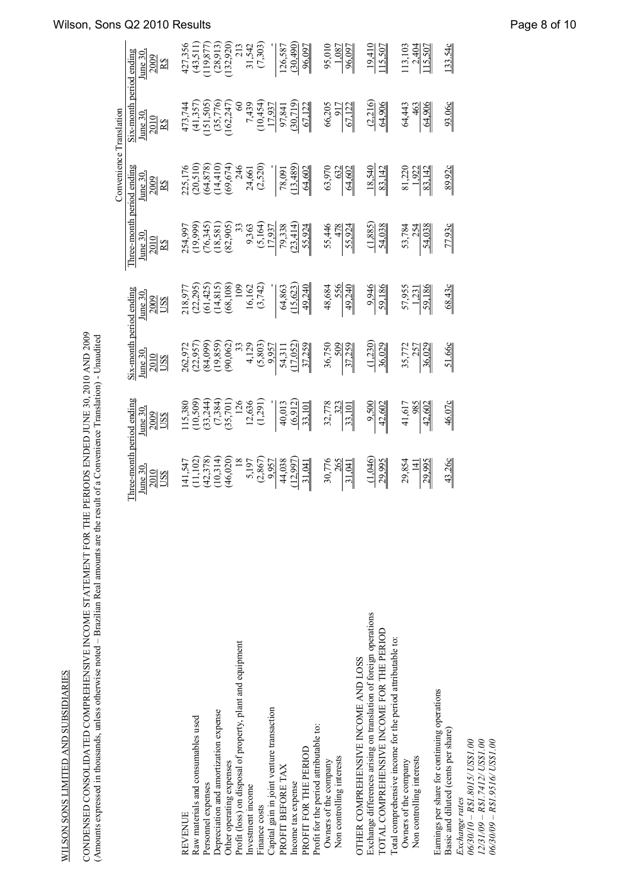WILSON SONS LIMITED AND SUBSIDIARIES

CONDENSED CONSOLIDATED COMPREHENSIVE INCOME STATEMENT FOR THE PERIODS ENDED JUNE 30, 2010 AND 2009
(Amounts expressed in thousands, unless otherwise noted – Brazilian Real amounts are the result of a Convenience Translation) - Unaudited

| | Three-month period ending | | Six-month period ending | | Convenience Translation | | | |
|---|---|---|---|---|---|---|---|---|
| | | | | | Three-month period ending | | Six-month period ending | |
| | June 30, 2010 US$ | June 30, 2009 US$ | June 30, 2010 US$ | June 30, 2009 US$ | June 30, 2010 R$ | June 30, 2009 R$ | June 30, 2010 R$ | June 30, 2009 R$ |
| REVENUE | 141,547 | 115,380 | 262,972 | 218,977 | 254,997 | 225,176 | 473,744 | 427,356 |
| Raw materials and consumables used | (11,102) | (10,509) | (22,957) | (22,295) | (19,999) | (20,510) | (41,357) | (43,511) |
| Personnel expenses | (42,378) | (33,244) | (84,099) | (61,425) | (76,345) | (64,878) | (151,505) | (119,877) |
| Depreciation and amortization expense | (10,314) | (7,384) | (19,859) | (14,815) | (18,581) | (14,410) | (35,776) | (28,913) |
| Other operating expenses | (46,020) | (35,701) | (90,062) | (68,108) | (82,905) | (69,674) | (162,247) | (132,920) |
| Profit (loss) on disposal of property, plant and equipment | 18 | 126 | 33 | 109 | 33 | 246 | 60 | 213 |
| Investment income | 5,197 | 12,636 | 4,129 | 16,162 | 9,363 | 24,661 | 7,439 | 31,542 |
| Finance costs | (2,867) | (1,291) | (5,803) | (3,742) | (5,164) | (2,520) | (10,454) | (7,303) |
| Capital gain in joint venture transaction | 9,957 | - | 9,957 | - | 17,937 | - | 17,937 | - |
| PROFIT BEFORE TAX | 44,038 | 40,013 | 54,311 | 64,863 | 79,338 | 78,091 | 97,841 | 126,587 |
| Income tax expense | (12,997) | (6,912) | (17,052) | (15,623) | (23,414) | (13,489) | (30,719) | (30,490) |
| PROFIT FOR THE PERIOD | 31,041 | 33,101 | 37,259 | 49,240 | 55,924 | 64,602 | 67,122 | 96,097 |
| Profit for the period attributable to: | | | | | | | | |
| Owners of the company | 30,776 | 32,778 | 36,750 | 48,684 | 55,446 | 63,970 | 66,205 | 95,010 |
| Non controlling interests | 265 | 323 | 509 | 556 | 478 | 632 | 917 | 1,087 |
| | 31,041 | 33,101 | 37,259 | 49,240 | 55,924 | 64,602 | 67,122 | 96,097 |
| OTHER COMPREHENSIVE INCOME AND LOSS | | | | | | | | |
| Exchange differences arising on translation of foreign operations | (1,046) | 9,500 | (1,230) | 9,946 | (1,885) | 18,540 | (2,216) | 19,410 |
| TOTAL COMPREHENSIVE INCOME FOR THE PERIOD | 29,995 | 42,602 | 36,029 | 59,186 | 54,038 | 83,142 | 64,906 | 115,507 |
| Total comprehensive income for the period attributable to: | | | | | | | | |
| Owners of the company | 29,854 | 41,617 | 35,772 | 57,955 | 53,784 | 81,220 | 64,443 | 113,103 |
| Non controlling interests | 141 | 985 | 257 | 1,231 | 254 | 1,922 | 463 | 2,404 |
| | 29,995 | 42,602 | 36,029 | 59,186 | 54,038 | 83,142 | 64,906 | 115,507 |
| Earnings per share for continuing operations | | | | | | | | |
| Basic and diluted (cents per share) | 43.26c | 46.07c | 51.66c | 68.43c | 77.93c | 89.92c | 93.06c | 133.54c |

*Exchange rates*
*06/30/10 – R$1.8015/ US$1.00*
*12/31/09 – R$1.7412/ US$1.00*
*06/30/09 – R$1.9516/ US$1.00*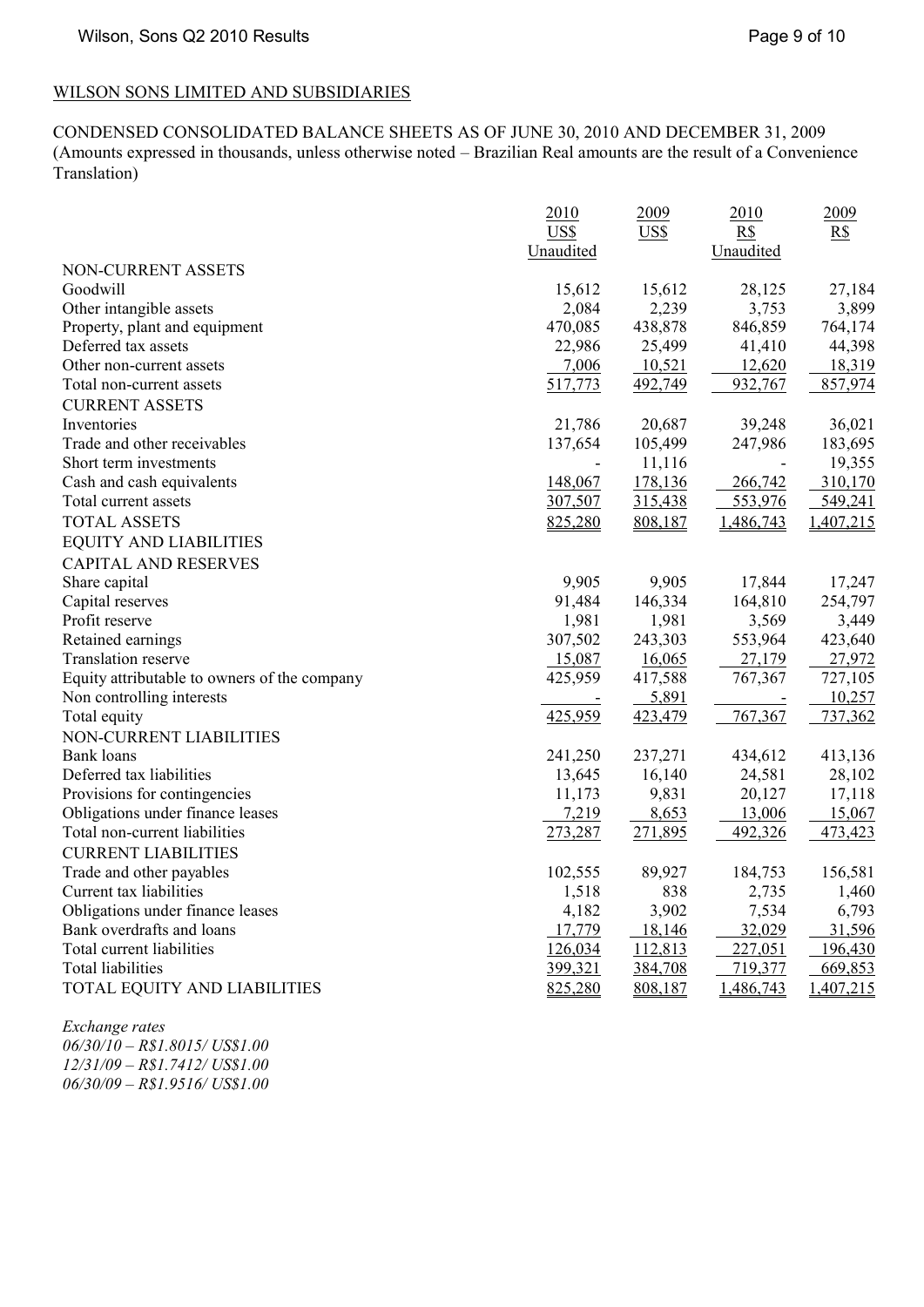WILSON SONS LIMITED AND SUBSIDIARIES

CONDENSED CONSOLIDATED BALANCE SHEETS AS OF JUNE 30, 2010 AND DECEMBER 31, 2009
(Amounts expressed in thousands, unless otherwise noted – Brazilian Real amounts are the result of a Convenience Translation)

| | 2010 US$ Unaudited | 2009 US$ | 2010 R$ Unaudited | 2009 R$ |
|---|---|---|---|---|
| NON-CURRENT ASSETS | | | | |
| Goodwill | 15,612 | 15,612 | 28,125 | 27,184 |
| Other intangible assets | 2,084 | 2,239 | 3,753 | 3,899 |
| Property, plant and equipment | 470,085 | 438,878 | 846,859 | 764,174 |
| Deferred tax assets | 22,986 | 25,499 | 41,410 | 44,398 |
| Other non-current assets | 7,006 | 10,521 | 12,620 | 18,319 |
| Total non-current assets | 517,773 | 492,749 | 932,767 | 857,974 |
| CURRENT ASSETS | | | | |
| Inventories | 21,786 | 20,687 | 39,248 | 36,021 |
| Trade and other receivables | 137,654 | 105,499 | 247,986 | 183,695 |
| Short term investments | - | 11,116 | - | 19,355 |
| Cash and cash equivalents | 148,067 | 178,136 | 266,742 | 310,170 |
| Total current assets | 307,507 | 315,438 | 553,976 | 549,241 |
| TOTAL ASSETS | 825,280 | 808,187 | 1,486,743 | 1,407,215 |
| EQUITY AND LIABILITIES | | | | |
| CAPITAL AND RESERVES | | | | |
| Share capital | 9,905 | 9,905 | 17,844 | 17,247 |
| Capital reserves | 91,484 | 146,334 | 164,810 | 254,797 |
| Profit reserve | 1,981 | 1,981 | 3,569 | 3,449 |
| Retained earnings | 307,502 | 243,303 | 553,964 | 423,640 |
| Translation reserve | 15,087 | 16,065 | 27,179 | 27,972 |
| Equity attributable to owners of the company | 425,959 | 417,588 | 767,367 | 727,105 |
| Non controlling interests | - | 5,891 | - | 10,257 |
| Total equity | 425,959 | 423,479 | 767,367 | 737,362 |
| NON-CURRENT LIABILITIES | | | | |
| Bank loans | 241,250 | 237,271 | 434,612 | 413,136 |
| Deferred tax liabilities | 13,645 | 16,140 | 24,581 | 28,102 |
| Provisions for contingencies | 11,173 | 9,831 | 20,127 | 17,118 |
| Obligations under finance leases | 7,219 | 8,653 | 13,006 | 15,067 |
| Total non-current liabilities | 273,287 | 271,895 | 492,326 | 473,423 |
| CURRENT LIABILITIES | | | | |
| Trade and other payables | 102,555 | 89,927 | 184,753 | 156,581 |
| Current tax liabilities | 1,518 | 838 | 2,735 | 1,460 |
| Obligations under finance leases | 4,182 | 3,902 | 7,534 | 6,793 |
| Bank overdrafts and loans | 17,779 | 18,146 | 32,029 | 31,596 |
| Total current liabilities | 126,034 | 112,813 | 227,051 | 196,430 |
| Total liabilities | 399,321 | 384,708 | 719,377 | 669,853 |
| TOTAL EQUITY AND LIABILITIES | 825,280 | 808,187 | 1,486,743 | 1,407,215 |

*Exchange rates*
*06/30/10 – R$1.8015/ US$1.00*
*12/31/09 – R$1.7412/ US$1.00*
*06/30/09 – R$1.9516/ US$1.00*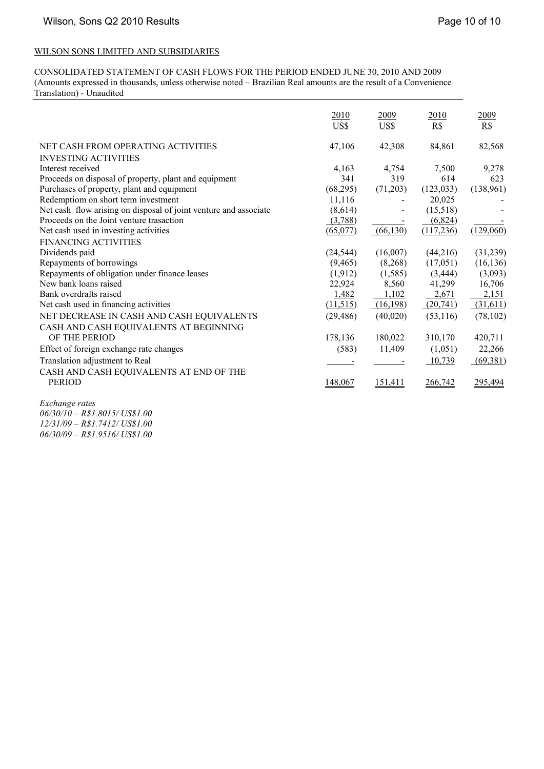WILSON SONS LIMITED AND SUBSIDIARIES

CONSOLIDATED STATEMENT OF CASH FLOWS FOR THE PERIOD ENDED JUNE 30, 2010 AND 2009
(Amounts expressed in thousands, unless otherwise noted – Brazilian Real amounts are the result of a Convenience Translation) - Unaudited

| | 2010 US$ | 2009 US$ | 2010 R$ | 2009 R$ |
|---|---|---|---|---|
| NET CASH FROM OPERATING ACTIVITIES | 47,106 | 42,308 | 84,861 | 82,568 |
| INVESTING ACTIVITIES | | | | |
| Interest received | 4,163 | 4,754 | 7,500 | 9,278 |
| Proceeds on disposal of property, plant and equipment | 341 | 319 | 614 | 623 |
| Purchases of property, plant and equipment | (68,295) | (71,203) | (123,033) | (138,961) |
| Redemptiom on short term investment | 11,116 | - | 20,025 | - |
| Net cash flow arising on disposal of joint venture and associate | (8,614) | - | (15,518) | - |
| Proceeds on the Joint venture trasaction | (3,788) | - | (6,824) | - |
| Net cash used in investing activities | (65,077) | (66,130) | (117,236) | (129,060) |
| FINANCING ACTIVITIES | | | | |
| Dividends paid | (24,544) | (16,007) | (44,216) | (31,239) |
| Repayments of borrowings | (9,465) | (8,268) | (17,051) | (16,136) |
| Repayments of obligation under finance leases | (1,912) | (1,585) | (3,444) | (3,093) |
| New bank loans raised | 22,924 | 8,560 | 41,299 | 16,706 |
| Bank overdrafts raised | 1,482 | 1,102 | 2,671 | 2,151 |
| Net cash used in financing activities | (11,515) | (16,198) | (20,741) | (31,611) |
| NET DECREASE IN CASH AND CASH EQUIVALENTS | (29,486) | (40,020) | (53,116) | (78,102) |
| CASH AND CASH EQUIVALENTS AT BEGINNING OF THE PERIOD | 178,136 | 180,022 | 310,170 | 420,711 |
| Effect of foreign exchange rate changes | (583) | 11,409 | (1,051) | 22,266 |
| Translation adjustment to Real | - | - | 10,739 | (69,381) |
| CASH AND CASH EQUIVALENTS AT END OF THE PERIOD | 148,067 | 151,411 | 266,742 | 295,494 |

*Exchange rates*
*06/30/10 – R$1.8015/ US$1.00*
*12/31/09 – R$1.7412/ US$1.00*
*06/30/09 – R$1.9516/ US$1.00*